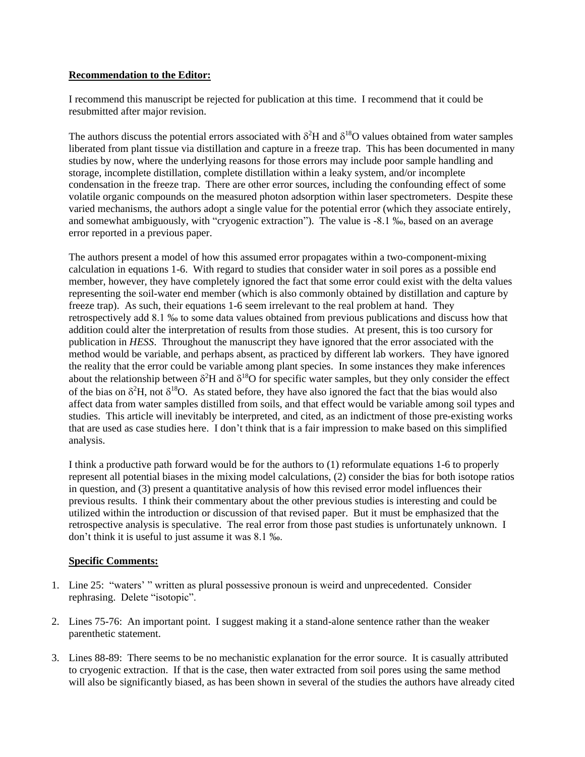**Recommendation to the Editor:**

I recommend this manuscript be rejected for publication at this time. I recommend that it could be resubmitted after major revision.

The authors discuss the potential errors associated with $\delta^2H$ and $\delta^{18}O$ values obtained from water samples liberated from plant tissue via distillation and capture in a freeze trap. This has been documented in many studies by now, where the underlying reasons for those errors may include poor sample handling and storage, incomplete distillation, complete distillation within a leaky system, and/or incomplete condensation in the freeze trap. There are other error sources, including the confounding effect of some volatile organic compounds on the measured photon adsorption within laser spectrometers. Despite these varied mechanisms, the authors adopt a single value for the potential error (which they associate entirely, and somewhat ambiguously, with "cryogenic extraction"). The value is -8.1 ‰, based on an average error reported in a previous paper.

The authors present a model of how this assumed error propagates within a two-component-mixing calculation in equations 1-6. With regard to studies that consider water in soil pores as a possible end member, however, they have completely ignored the fact that some error could exist with the delta values representing the soil-water end member (which is also commonly obtained by distillation and capture by freeze trap). As such, their equations 1-6 seem irrelevant to the real problem at hand. They retrospectively add 8.1 ‰ to some data values obtained from previous publications and discuss how that addition could alter the interpretation of results from those studies. At present, this is too cursory for publication in *HESS*. Throughout the manuscript they have ignored that the error associated with the method would be variable, and perhaps absent, as practiced by different lab workers. They have ignored the reality that the error could be variable among plant species. In some instances they make inferences about the relationship between $\delta^2H$ and $\delta^{18}O$ for specific water samples, but they only consider the effect of the bias on $\delta^2H$, not $\delta^{18}O$. As stated before, they have also ignored the fact that the bias would also affect data from water samples distilled from soils, and that effect would be variable among soil types and studies. This article will inevitably be interpreted, and cited, as an indictment of those pre-existing works that are used as case studies here. I don't think that is a fair impression to make based on this simplified analysis.

I think a productive path forward would be for the authors to (1) reformulate equations 1-6 to properly represent all potential biases in the mixing model calculations, (2) consider the bias for both isotope ratios in question, and (3) present a quantitative analysis of how this revised error model influences their previous results. I think their commentary about the other previous studies is interesting and could be utilized within the introduction or discussion of that revised paper. But it must be emphasized that the retrospective analysis is speculative. The real error from those past studies is unfortunately unknown. I don't think it is useful to just assume it was 8.1 ‰.

**Specific Comments:**

1. Line 25: "waters' " written as plural possessive pronoun is weird and unprecedented. Consider rephrasing. Delete "isotopic".
2. Lines 75-76: An important point. I suggest making it a stand-alone sentence rather than the weaker parenthetic statement.
3. Lines 88-89: There seems to be no mechanistic explanation for the error source. It is casually attributed to cryogenic extraction. If that is the case, then water extracted from soil pores using the same method will also be significantly biased, as has been shown in several of the studies the authors have already cited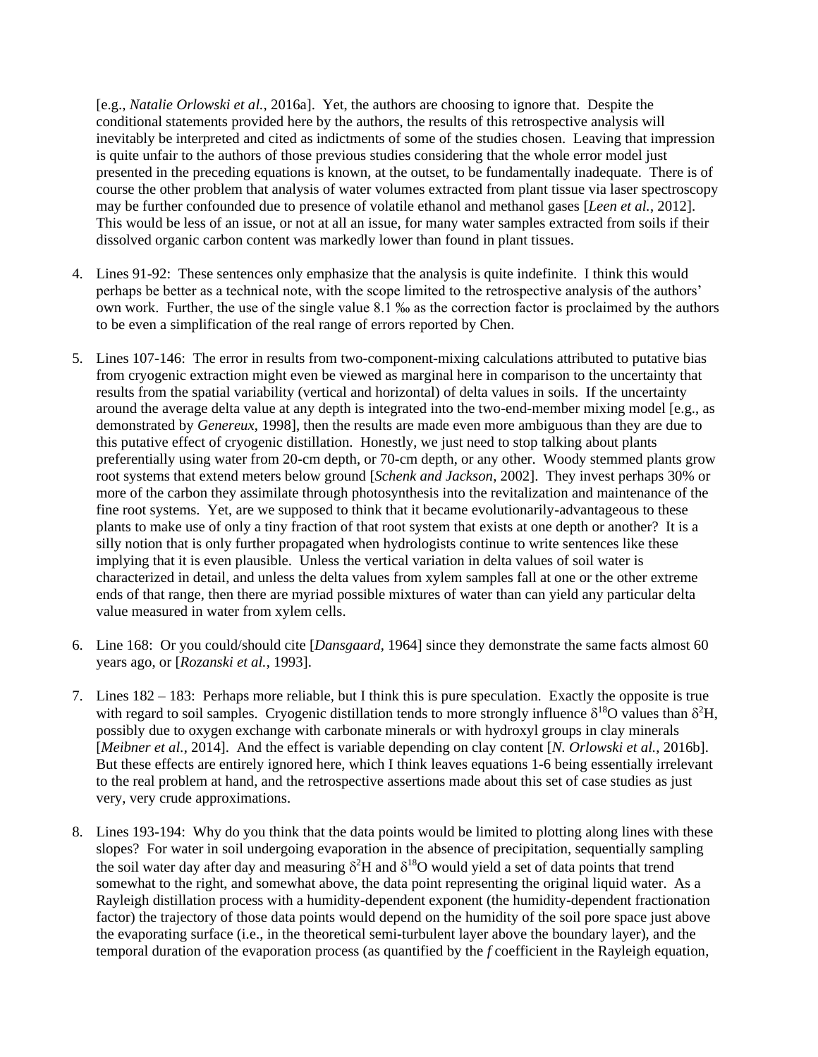[e.g., *Natalie Orlowski et al.*, 2016a]. Yet, the authors are choosing to ignore that. Despite the conditional statements provided here by the authors, the results of this retrospective analysis will inevitably be interpreted and cited as indictments of some of the studies chosen. Leaving that impression is quite unfair to the authors of those previous studies considering that the whole error model just presented in the preceding equations is known, at the outset, to be fundamentally inadequate. There is of course the other problem that analysis of water volumes extracted from plant tissue via laser spectroscopy may be further confounded due to presence of volatile ethanol and methanol gases [*Leen et al.*, 2012]. This would be less of an issue, or not at all an issue, for many water samples extracted from soils if their dissolved organic carbon content was markedly lower than found in plant tissues.

4. Lines 91-92: These sentences only emphasize that the analysis is quite indefinite. I think this would perhaps be better as a technical note, with the scope limited to the retrospective analysis of the authors' own work. Further, the use of the single value 8.1 ‰ as the correction factor is proclaimed by the authors to be even a simplification of the real range of errors reported by Chen.

5. Lines 107-146: The error in results from two-component-mixing calculations attributed to putative bias from cryogenic extraction might even be viewed as marginal here in comparison to the uncertainty that results from the spatial variability (vertical and horizontal) of delta values in soils. If the uncertainty around the average delta value at any depth is integrated into the two-end-member mixing model [e.g., as demonstrated by *Genereux*, 1998], then the results are made even more ambiguous than they are due to this putative effect of cryogenic distillation. Honestly, we just need to stop talking about plants preferentially using water from 20-cm depth, or 70-cm depth, or any other. Woody stemmed plants grow root systems that extend meters below ground [*Schenk and Jackson*, 2002]. They invest perhaps 30% or more of the carbon they assimilate through photosynthesis into the revitalization and maintenance of the fine root systems. Yet, are we supposed to think that it became evolutionarily-advantageous to these plants to make use of only a tiny fraction of that root system that exists at one depth or another? It is a silly notion that is only further propagated when hydrologists continue to write sentences like these implying that it is even plausible. Unless the vertical variation in delta values of soil water is characterized in detail, and unless the delta values from xylem samples fall at one or the other extreme ends of that range, then there are myriad possible mixtures of water than can yield any particular delta value measured in water from xylem cells.

6. Line 168: Or you could/should cite [*Dansgaard*, 1964] since they demonstrate the same facts almost 60 years ago, or [*Rozanski et al.*, 1993].

7. Lines 182 – 183: Perhaps more reliable, but I think this is pure speculation. Exactly the opposite is true with regard to soil samples. Cryogenic distillation tends to more strongly influence $\delta^{18}$O values than $\delta^{2}$H, possibly due to oxygen exchange with carbonate minerals or with hydroxyl groups in clay minerals [*Meibner et al.*, 2014]. And the effect is variable depending on clay content [*N. Orlowski et al.*, 2016b]. But these effects are entirely ignored here, which I think leaves equations 1-6 being essentially irrelevant to the real problem at hand, and the retrospective assertions made about this set of case studies as just very, very crude approximations.

8. Lines 193-194: Why do you think that the data points would be limited to plotting along lines with these slopes? For water in soil undergoing evaporation in the absence of precipitation, sequentially sampling the soil water day after day and measuring $\delta^{2}$H and $\delta^{18}$O would yield a set of data points that trend somewhat to the right, and somewhat above, the data point representing the original liquid water. As a Rayleigh distillation process with a humidity-dependent exponent (the humidity-dependent fractionation factor) the trajectory of those data points would depend on the humidity of the soil pore space just above the evaporating surface (i.e., in the theoretical semi-turbulent layer above the boundary layer), and the temporal duration of the evaporation process (as quantified by the $f$ coefficient in the Rayleigh equation,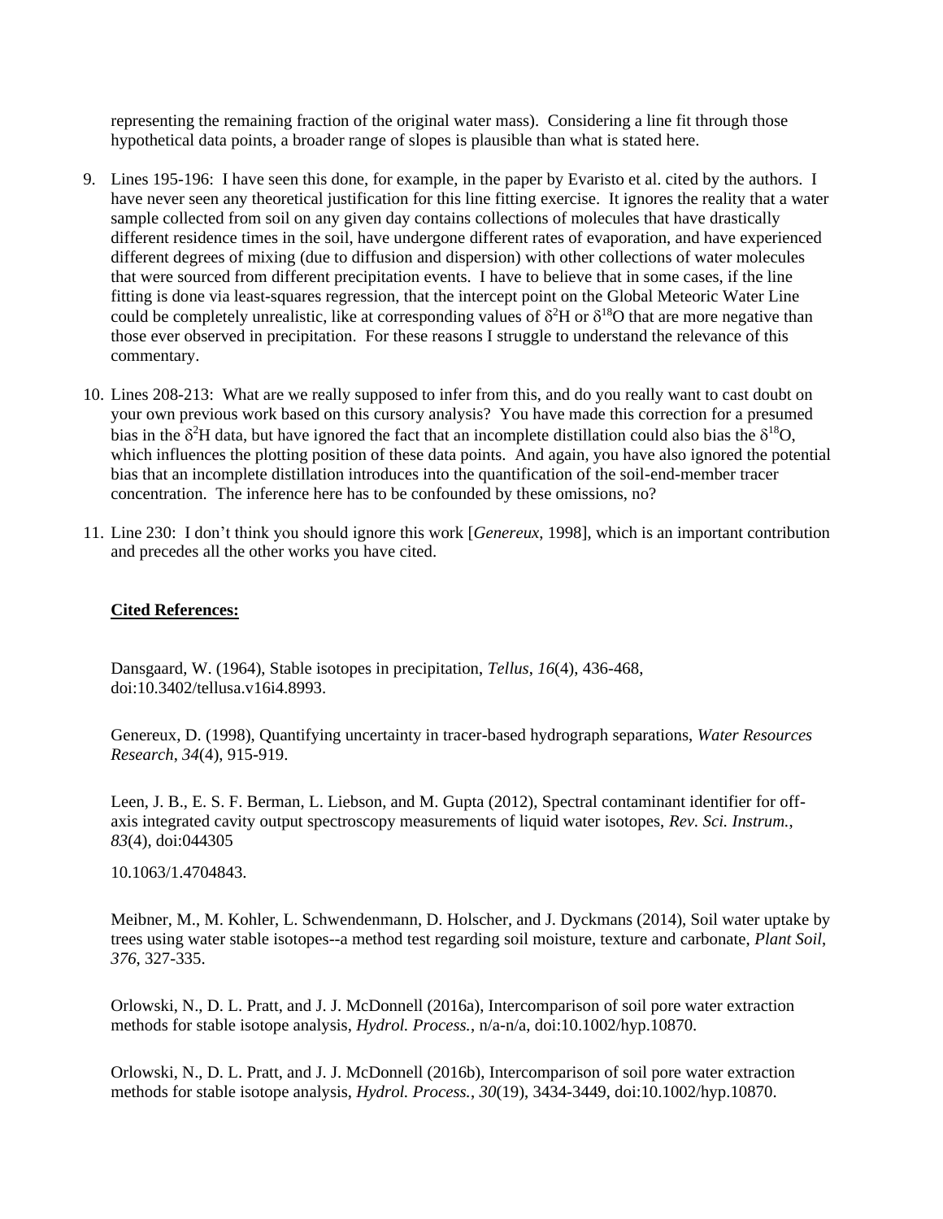representing the remaining fraction of the original water mass). Considering a line fit through those hypothetical data points, a broader range of slopes is plausible than what is stated here.

9. Lines 195-196: I have seen this done, for example, in the paper by Evaristo et al. cited by the authors. I have never seen any theoretical justification for this line fitting exercise. It ignores the reality that a water sample collected from soil on any given day contains collections of molecules that have drastically different residence times in the soil, have undergone different rates of evaporation, and have experienced different degrees of mixing (due to diffusion and dispersion) with other collections of water molecules that were sourced from different precipitation events. I have to believe that in some cases, if the line fitting is done via least-squares regression, that the intercept point on the Global Meteoric Water Line could be completely unrealistic, like at corresponding values of $\delta^2$H or $\delta^{18}$O that are more negative than those ever observed in precipitation. For these reasons I struggle to understand the relevance of this commentary.

10. Lines 208-213: What are we really supposed to infer from this, and do you really want to cast doubt on your own previous work based on this cursory analysis? You have made this correction for a presumed bias in the $\delta^2$H data, but have ignored the fact that an incomplete distillation could also bias the $\delta^{18}$O, which influences the plotting position of these data points. And again, you have also ignored the potential bias that an incomplete distillation introduces into the quantification of the soil-end-member tracer concentration. The inference here has to be confounded by these omissions, no?

11. Line 230: I don't think you should ignore this work [*Genereux*, 1998], which is an important contribution and precedes all the other works you have cited.

**Cited References:**

Dansgaard, W. (1964), Stable isotopes in precipitation, *Tellus*, *16*(4), 436-468, doi:10.3402/tellusa.v16i4.8993.

Genereux, D. (1998), Quantifying uncertainty in tracer-based hydrograph separations, *Water Resources Research*, *34*(4), 915-919.

Leen, J. B., E. S. F. Berman, L. Liebson, and M. Gupta (2012), Spectral contaminant identifier for off-axis integrated cavity output spectroscopy measurements of liquid water isotopes, *Rev. Sci. Instrum.*, *83*(4), doi:044305

10.1063/1.4704843.

Meibner, M., M. Kohler, L. Schwendenmann, D. Holscher, and J. Dyckmans (2014), Soil water uptake by trees using water stable isotopes--a method test regarding soil moisture, texture and carbonate, *Plant Soil*, *376*, 327-335.

Orlowski, N., D. L. Pratt, and J. J. McDonnell (2016a), Intercomparison of soil pore water extraction methods for stable isotope analysis, *Hydrol. Process.*, n/a-n/a, doi:10.1002/hyp.10870.

Orlowski, N., D. L. Pratt, and J. J. McDonnell (2016b), Intercomparison of soil pore water extraction methods for stable isotope analysis, *Hydrol. Process.*, *30*(19), 3434-3449, doi:10.1002/hyp.10870.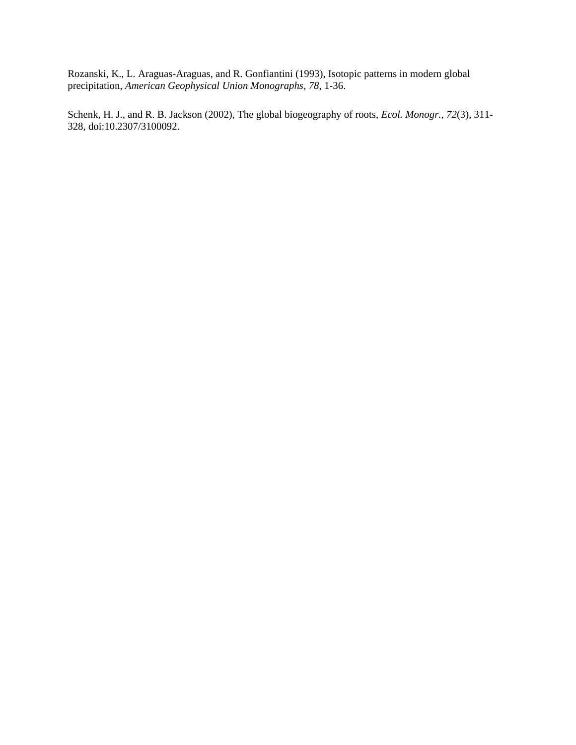Rozanski, K., L. Araguas-Araguas, and R. Gonfiantini (1993), Isotopic patterns in modern global precipitation, *American Geophysical Union Monographs*, *78*, 1-36.

Schenk, H. J., and R. B. Jackson (2002), The global biogeography of roots, *Ecol. Monogr.*, *72*(3), 311-328, doi:10.2307/3100092.